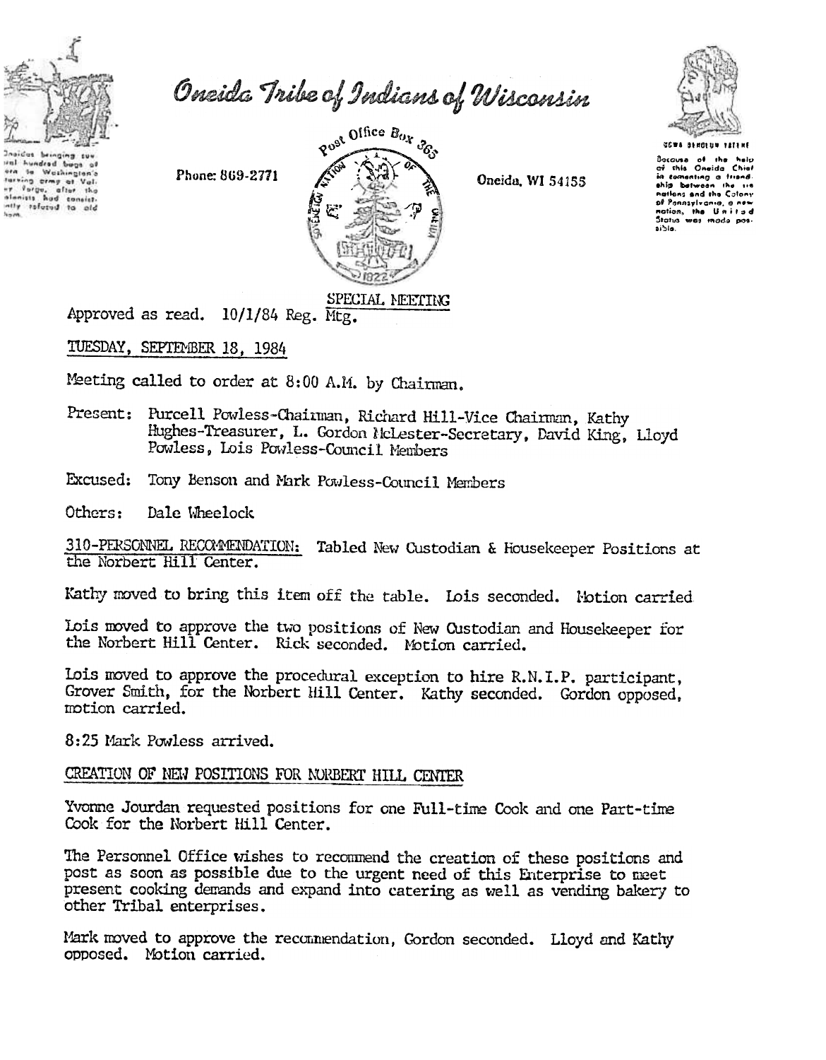# Oneida Tribe of Indians of Wisconsin

Oneidas bringing several hundred bags of corn to Washington's starving army at Valley Forge, after the colonists had consistently refused to aid them.

Phone: 869-2771

Post Office Box 365

Oneida, WI 54155

UGWA DEHOLUN YATEHE

Because of the help of this Oneida Chief in cementing a friendship between the six nations and the Colony of Pennsylvania, a new nation, the United States was made possible.

SPECIAL MEETING

Approved as read. 10/1/84 Reg. Mtg.

TUESDAY, SEPTEMBER 18, 1984

Meeting called to order at 8:00 A.M. by Chairman.

Present: Purcell Powless-Chairman, Richard Hill-Vice Chairman, Kathy Hughes-Treasurer, L. Gordon McLester-Secretary, David King, Lloyd Powless, Lois Powless-Council Members

Excused: Tony Benson and Mark Powless-Council Members

Others: Dale Wheelock

310-PERSONNEL RECOMMENDATION: Tabled New Custodian & Housekeeper Positions at the Norbert Hill Center.

Kathy moved to bring this item off the table. Lois seconded. Motion carried.

Lois moved to approve the two positions of New Custodian and Housekeeper for the Norbert Hill Center. Rick seconded. Motion carried.

Lois moved to approve the procedural exception to hire R.N.I.P. participant, Grover Smith, for the Norbert Hill Center. Kathy seconded. Gordon opposed, motion carried.

8:25 Mark Powless arrived.

CREATION OF NEW POSITIONS FOR NORBERT HILL CENTER

Yvonne Jourdan requested positions for one Full-time Cook and one Part-time Cook for the Norbert Hill Center.

The Personnel Office wishes to recommend the creation of these positions and post as soon as possible due to the urgent need of this Enterprise to meet present cooking demands and expand into catering as well as vending bakery to other Tribal enterprises.

Mark moved to approve the recommendation, Gordon seconded. Lloyd and Kathy opposed. Motion carried.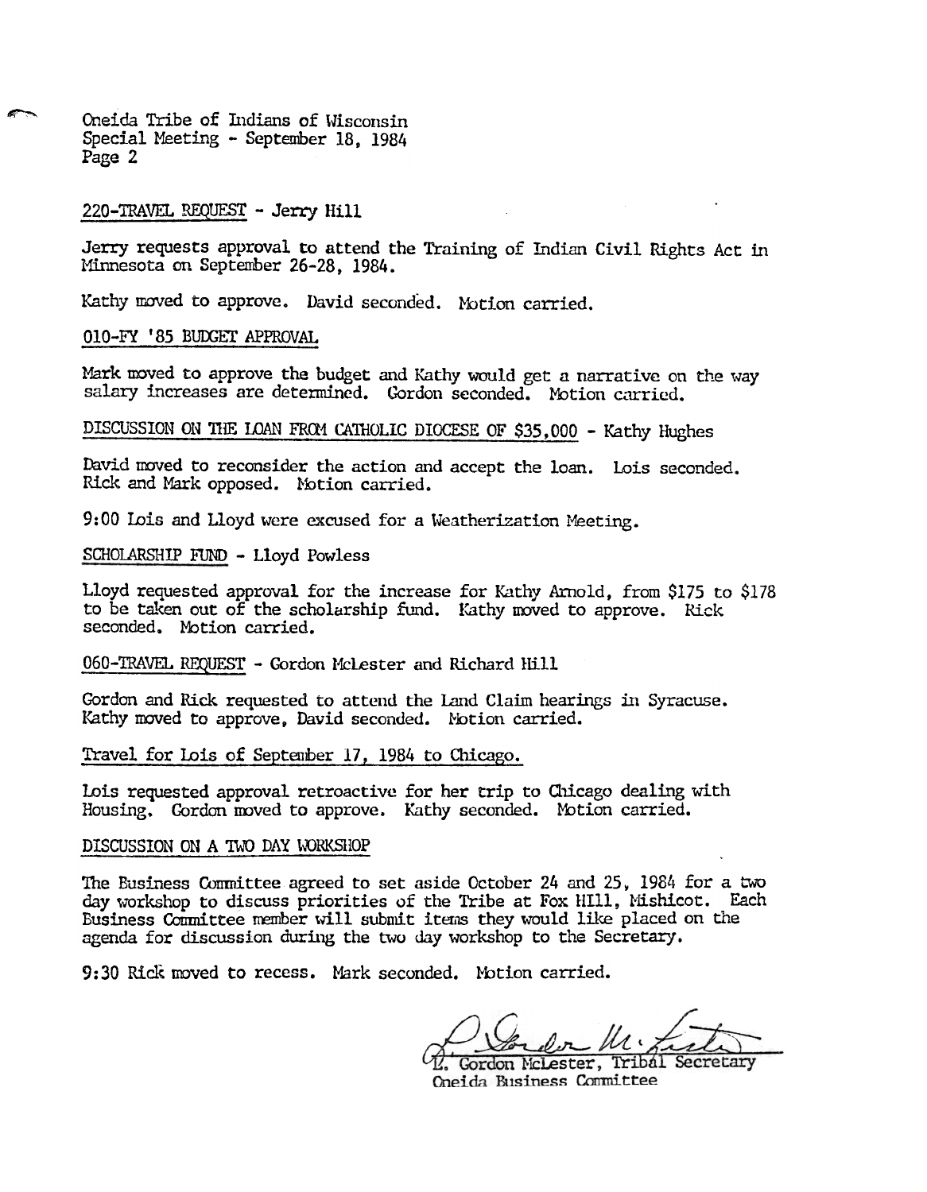Oneida Tribe of Indians of Wisconsin
Special Meeting - September 18, 1984
Page 2

220-TRAVEL REQUEST - Jerry Hill

Jerry requests approval to attend the Training of Indian Civil Rights Act in Minnesota on September 26-28, 1984.

Kathy moved to approve. David seconded. Motion carried.

010-FY '85 BUDGET APPROVAL

Mark moved to approve the budget and Kathy would get a narrative on the way salary increases are determined. Gordon seconded. Motion carried.

DISCUSSION ON THE LOAN FROM CATHOLIC DIOCESE OF $35,000 - Kathy Hughes

David moved to reconsider the action and accept the loan. Lois seconded. Rick and Mark opposed. Motion carried.

9:00 Lois and Lloyd were excused for a Weatherization Meeting.

SCHOLARSHIP FUND - Lloyd Powless

Lloyd requested approval for the increase for Kathy Arnold, from $175 to $178 to be taken out of the scholarship fund. Kathy moved to approve. Rick seconded. Motion carried.

060-TRAVEL REQUEST - Gordon McLester and Richard Hill

Gordon and Rick requested to attend the Land Claim hearings in Syracuse. Kathy moved to approve, David seconded. Motion carried.

Travel for Lois of September 17, 1984 to Chicago.

Lois requested approval retroactive for her trip to Chicago dealing with Housing. Gordon moved to approve. Kathy seconded. Motion carried.

DISCUSSION ON A TWO DAY WORKSHOP

The Business Committee agreed to set aside October 24 and 25, 1984 for a two day workshop to discuss priorities of the Tribe at Fox HIll, Mishicot. Each Business Committee member will submit items they would like placed on the agenda for discussion during the two day workshop to the Secretary.

9:30 Rick moved to recess. Mark seconded. Motion carried.

L. Gordon McLester, Tribal Secretary
Oneida Business Committee